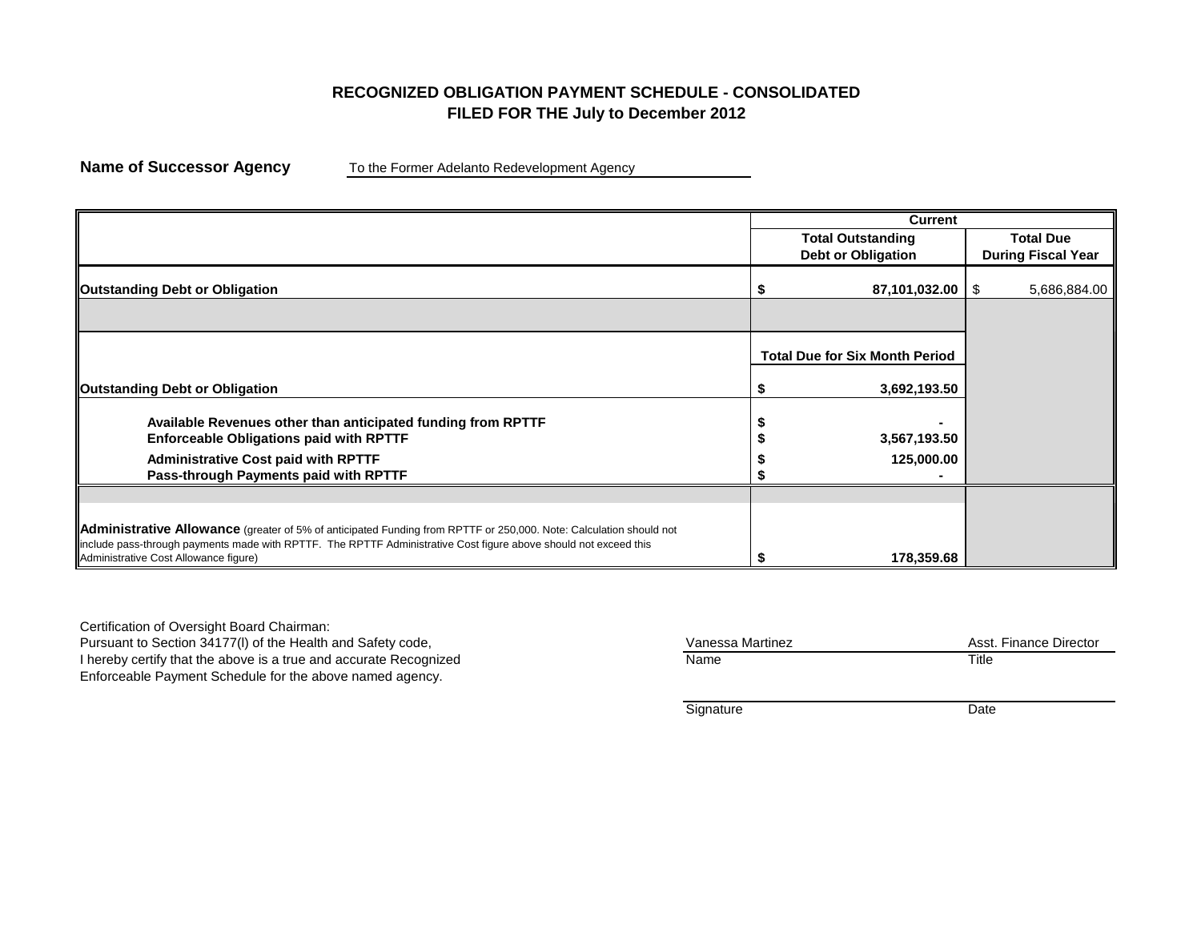# RECOGNIZED OBLIGATION PAYMENT SCHEDULE - CONSOLIDATED
## FILED FOR THE July to December 2012

**Name of Successor Agency** To the Former Adelanto Redevelopment Agency

| | Current | |
|---|---|---|
| | **Total Outstanding Debt or Obligation** | **Total Due During Fiscal Year** |
| **Outstanding Debt or Obligation** | **$ 87,101,032.00** | $ 5,686,884.00 |
| | | |
| | **Total Due for Six Month Period** | |
| **Outstanding Debt or Obligation** | **$ 3,692,193.50** | |
| **Available Revenues other than anticipated funding from RPTTF** | **$ -** | |
| **Enforceable Obligations paid with RPTTF** | **$ 3,567,193.50** | |
| **Administrative Cost paid with RPTTF** | **$ 125,000.00** | |
| **Pass-through Payments paid with RPTTF** | **$ -** | |
| | | |
| **Administrative Allowance** (greater of 5% of anticipated Funding from RPTTF or 250,000. Note: Calculation should not include pass-through payments made with RPTTF. The RPTTF Administrative Cost figure above should not exceed this Administrative Cost Allowance figure) | **$ 178,359.68** | |

Certification of Oversight Board Chairman:
Pursuant to Section 34177(l) of the Health and Safety code,
I hereby certify that the above is a true and accurate Recognized
Enforceable Payment Schedule for the above named agency.

| Vanessa Martinez | Asst. Finance Director |
|---|---|
| Name | Title |
| | |
| Signature | Date |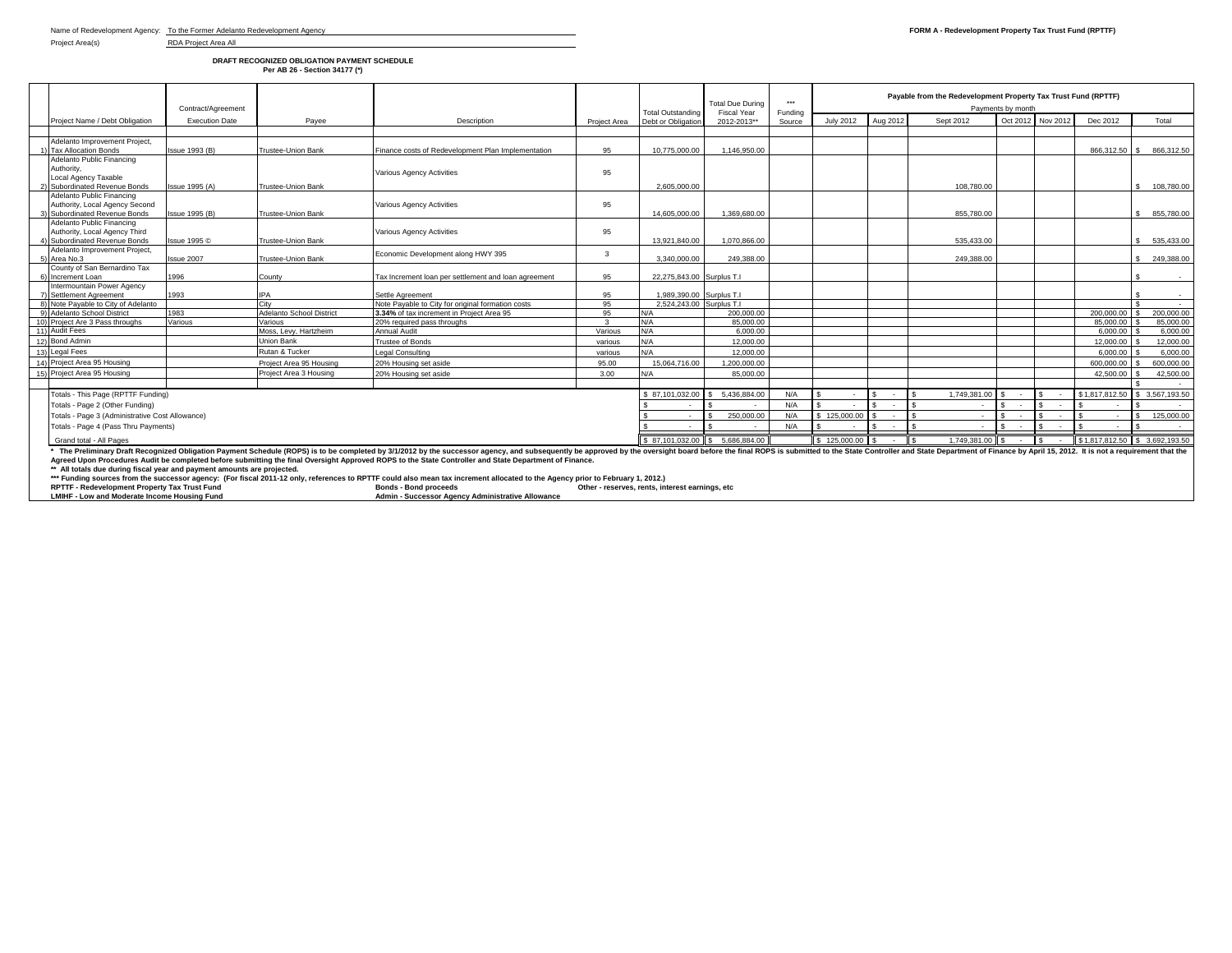Name of Redevelopment Agency: To the Former Adelanto Redevelopment Agency

Project Area(s) RDA Project Area All

**FORM A - Redevelopment Property Tax Trust Fund (RPTTF)**

**DRAFT RECOGNIZED OBLIGATION PAYMENT SCHEDULE**
**Per AB 26 - Section 34177 (*)**

| | Project Name / Debt Obligation | Contract/Agreement Execution Date | Payee | Description | Project Area | Total Outstanding Debt or Obligation | Total Due During Fiscal Year 2012-2013** | *** Funding Source | Payable from the Redevelopment Property Tax Trust Fund (RPTTF) Payments by month July 2012 | Aug 2012 | Sept 2012 | Oct 2012 | Nov 2012 | Dec 2012 | Total |
|---|---|---|---|---|---|---|---|---|---|---|---|---|---|---|---|
| 1) | Adelanto Improvement Project, Tax Allocation Bonds | Issue 1993 (B) | Trustee-Union Bank | Finance costs of Redevelopment Plan Implementation | 95 | 10,775,000.00 | 1,146,950.00 | | | | | | | 866,312.50 | $ 866,312.50 |
| 2) | Adelanto Public Financing Authority, Local Agency Taxable Subordinated Revenue Bonds | Issue 1995 (A) | Trustee-Union Bank | Various Agency Activities | 95 | 2,605,000.00 | | | | | 108,780.00 | | | | $ 108,780.00 |
| 3) | Adelanto Public Financing Authority, Local Agency Second Subordinated Revenue Bonds | Issue 1995 (B) | Trustee-Union Bank | Various Agency Activities | 95 | 14,605,000.00 | 1,369,680.00 | | | | 855,780.00 | | | | $ 855,780.00 |
| 4) | Adelanto Public Financing Authority, Local Agency Third Subordinated Revenue Bonds | Issue 1995 © | Trustee-Union Bank | Various Agency Activities | 95 | 13,921,840.00 | 1,070,866.00 | | | | 535,433.00 | | | | $ 535,433.00 |
| 5) | Adelanto Improvement Project, Area No.3 | Issue 2007 | Trustee-Union Bank | Economic Development along HWY 395 | 3 | 3,340,000.00 | 249,388.00 | | | | 249,388.00 | | | | $ 249,388.00 |
| 6) | County of San Bernardino Tax Increment Loan | 1996 | County | Tax Increment loan per settlement and loan agreement | 95 | 22,275,843.00 | Surplus T.I | | | | | | | | $ - |
| 7) | Intermountain Power Agency Settlement Agreement | 1993 | IPA | Settle Agreement | 95 | 1,989,390.00 | Surplus T.I | | | | | | | | $ - |
| 8) | Note Payable to City of Adelanto | | City | Note Payable to City for original formation costs | 95 | 2,524,243.00 | Surplus T.I | | | | | | | | $ - |
| 9) | Adelanto School District | 1983 | Adelanto School District | **3.34%** of tax increment in Project Area 95 | 95 | N/A | 200,000.00 | | | | | | | 200,000.00 | $ 200,000.00 |
| 10) | Project Are 3 Pass throughs | Various | Various | 20% required pass throughs | 3 | N/A | 85,000.00 | | | | | | | 85,000.00 | $ 85,000.00 |
| 11) | Audit Fees | | Moss, Levy, Hartzheim | Annual Audit | Various | N/A | 6,000.00 | | | | | | | 6,000.00 | $ 6,000.00 |
| 12) | Bond Admin | | Union Bank | Trustee of Bonds | various | N/A | 12,000.00 | | | | | | | 12,000.00 | $ 12,000.00 |
| 13) | Legal Fees | | Rutan & Tucker | Legal Consulting | various | N/A | 12,000.00 | | | | | | | 6,000.00 | $ 6,000.00 |
| 14) | Project Area 95 Housing | | Project Area 95 Housing | 20% Housing set aside | 95.00 | 15,064,716.00 | 1,200,000.00 | | | | | | | 600,000.00 | $ 600,000.00 |
| 15) | Project Area 95 Housing | | Project Area 3 Housing | 20% Housing set aside | 3.00 | N/A | 85,000.00 | | | | | | | 42,500.00 | $ 42,500.00 |
| | | | | | | | | | | | | | | | $ - |
| | Totals - This Page (RPTTF Funding) | | | | | $ 87,101,032.00 | $ 5,436,884.00 | N/A | $ - | $ - | $ 1,749,381.00 | $ - | $ - | $ 1,817,812.50 | $ 3,567,193.50 |
| | Totals - Page 2 (Other Funding) | | | | | $ - | $ - | N/A | $ - | $ - | $ - | $ - | $ - | $ - | $ - |
| | Totals - Page 3 (Administrative Cost Allowance) | | | | | $ - | $ 250,000.00 | N/A | $ 125,000.00 | $ - | $ - | $ - | $ - | $ - | $ 125,000.00 |
| | Totals - Page 4 (Pass Thru Payments) | | | | | $ - | $ - | N/A | $ - | $ - | $ - | $ - | $ - | $ - | $ - |
| | Grand total - All Pages | | | | | $ 87,101,032.00 | $ 5,686,884.00 | | $ 125,000.00 | $ - | $ 1,749,381.00 | $ - | $ - | $ 1,817,812.50 | $ 3,692,193.50 |

**\* The Preliminary Draft Recognized Obligation Payment Schedule (ROPS) is to be completed by 3/1/2012 by the successor agency, and subsequently be approved by the oversight board before the final ROPS is submitted to the State Controller and State Department of Finance by April 15, 2012. It is not a requirement that the Agreed Upon Procedures Audit be completed before submitting the final Oversight Approved ROPS to the State Controller and State Department of Finance.**

**\*\* All totals due during fiscal year and payment amounts are projected.**

**\*\*\* Funding sources from the successor agency: (For fiscal 2011-12 only, references to RPTTF could also mean tax increment allocated to the Agency prior to February 1, 2012.)**

**RPTTF - Redevelopment Property Tax Trust Fund** | **Bonds - Bond proceeds** | **Other - reserves, rents, interest earnings, etc**

**LMIHF - Low and Moderate Income Housing Fund** | **Admin - Successor Agency Administrative Allowance**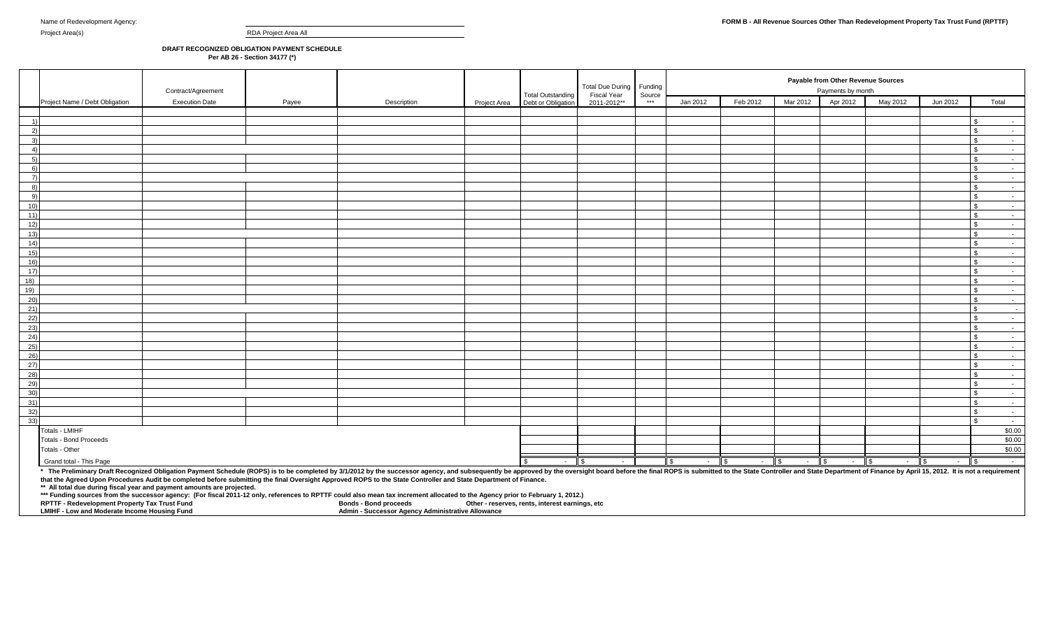Name of Redevelopment Agency:

Project Area(s) RDA Project Area All

**FORM B - All Revenue Sources Other Than Redevelopment Property Tax Trust Fund (RPTTF)**

**DRAFT RECOGNIZED OBLIGATION PAYMENT SCHEDULE**
**Per AB 26 - Section 34177 (*)**

| | Project Name / Debt Obligation | Contract/Agreement Execution Date | Payee | Description | Project Area | Total Outstanding Debt or Obligation | Total Due During Fiscal Year 2011-2012** | Funding Source *** | Payable from Other Revenue Sources Payments by month | | | | | | |
|---|---|---|---|---|---|---|---|---|---|---|---|---|---|---|---|
| | | | | | | | | | Jan 2012 | Feb 2012 | Mar 2012 | Apr 2012 | May 2012 | Jun 2012 | Total |
| 1) | | | | | | | | | | | | | | | $ - |
| 2) | | | | | | | | | | | | | | | $ - |
| 3) | | | | | | | | | | | | | | | $ - |
| 4) | | | | | | | | | | | | | | | $ - |
| 5) | | | | | | | | | | | | | | | $ - |
| 6) | | | | | | | | | | | | | | | $ - |
| 7) | | | | | | | | | | | | | | | $ - |
| 8) | | | | | | | | | | | | | | | $ - |
| 9) | | | | | | | | | | | | | | | $ - |
| 10) | | | | | | | | | | | | | | | $ - |
| 11) | | | | | | | | | | | | | | | $ - |
| 12) | | | | | | | | | | | | | | | $ - |
| 13) | | | | | | | | | | | | | | | $ - |
| 14) | | | | | | | | | | | | | | | $ - |
| 15) | | | | | | | | | | | | | | | $ - |
| 16) | | | | | | | | | | | | | | | $ - |
| 17) | | | | | | | | | | | | | | | $ - |
| 18) | | | | | | | | | | | | | | | $ - |
| 19) | | | | | | | | | | | | | | | $ - |
| 20) | | | | | | | | | | | | | | | $ - |
| 21) | | | | | | | | | | | | | | | $ - |
| 22) | | | | | | | | | | | | | | | $ - |
| 23) | | | | | | | | | | | | | | | $ - |
| 24) | | | | | | | | | | | | | | | $ - |
| 25) | | | | | | | | | | | | | | | $ - |
| 26) | | | | | | | | | | | | | | | $ - |
| 27) | | | | | | | | | | | | | | | $ - |
| 28) | | | | | | | | | | | | | | | $ - |
| 29) | | | | | | | | | | | | | | | $ - |
| 30) | | | | | | | | | | | | | | | $ - |
| 31) | | | | | | | | | | | | | | | $ - |
| 32) | | | | | | | | | | | | | | | $ - |
| 33) | | | | | | | | | | | | | | | $ - |
| | Totals - LMIHF | | | | | | | | | | | | | | $0.00 |
| | Totals - Bond Proceeds | | | | | | | | | | | | | | $0.00 |
| | Totals - Other | | | | | | | | | | | | | | $0.00 |
| | Grand total - This Page | | | | | $ - | $ - | | $ - | $ - | $ - | $ - | $ - | $ - | $ - |

**\* The Preliminary Draft Recognized Obligation Payment Schedule (ROPS) is to be completed by 3/1/2012 by the successor agency, and subsequently be approved by the oversight board before the final ROPS is submitted to the State Controller and State Department of Finance by April 15, 2012. It is not a requirement that the Agreed Upon Procedures Audit be completed before submitting the final Oversight Approved ROPS to the State Controller and State Department of Finance.**

**\*\* All total due during fiscal year and payment amounts are projected.**

**\*\*\* Funding sources from the successor agency: (For fiscal 2011-12 only, references to RPTTF could also mean tax increment allocated to the Agency prior to February 1, 2012.)**

**RPTTF - Redevelopment Property Tax Trust Fund** **Bonds - Bond proceeds** **Other - reserves, rents, interest earnings, etc**

**LMIHF - Low and Moderate Income Housing Fund** **Admin - Successor Agency Administrative Allowance**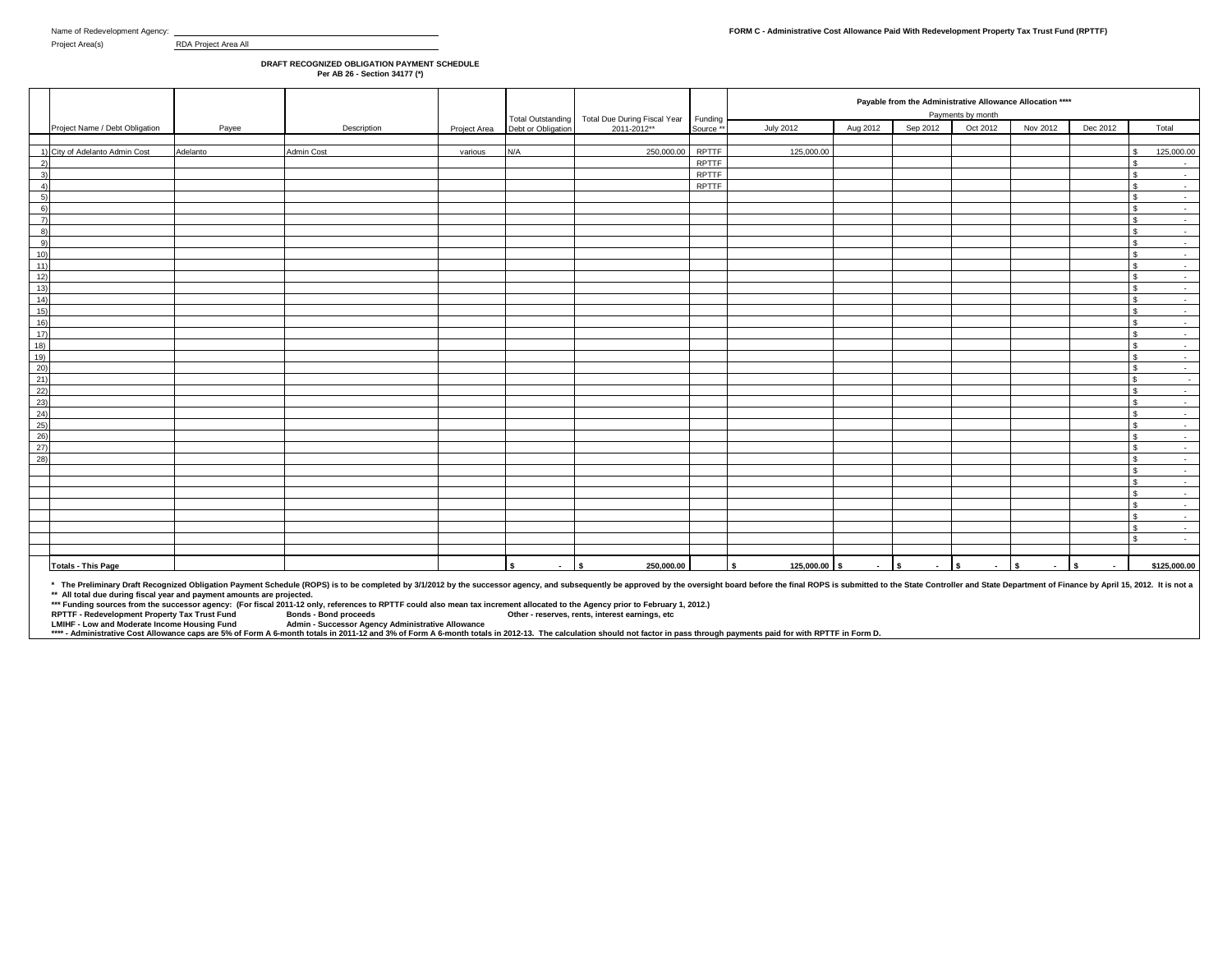Name of Redevelopment Agency: 

Project Area(s) RDA Project Area All

**FORM C - Administrative Cost Allowance Paid With Redevelopment Property Tax Trust Fund (RPTTF)**

**DRAFT RECOGNIZED OBLIGATION PAYMENT SCHEDULE**
**Per AB 26 - Section 34177 (*)**

| | Project Name / Debt Obligation | Payee | Description | Project Area | Total Outstanding Debt or Obligation | Total Due During Fiscal Year 2011-2012** | Funding Source *** | Payable from the Administrative Allowance Allocation **** Payments by month July 2012 | Aug 2012 | Sep 2012 | Oct 2012 | Nov 2012 | Dec 2012 | Total |
|---|---|---|---|---|---|---|---|---|---|---|---|---|---|---|
| 1) | City of Adelanto Admin Cost | Adelanto | Admin Cost | various | N/A | 250,000.00 | RPTTF | 125,000.00 | | | | | | $ 125,000.00 |
| 2) | | | | | | | RPTTF | | | | | | | $ - |
| 3) | | | | | | | RPTTF | | | | | | | $ - |
| 4) | | | | | | | RPTTF | | | | | | | $ - |
| 5) | | | | | | | | | | | | | | $ - |
| 6) | | | | | | | | | | | | | | $ - |
| 7) | | | | | | | | | | | | | | $ - |
| 8) | | | | | | | | | | | | | | $ - |
| 9) | | | | | | | | | | | | | | $ - |
| 10) | | | | | | | | | | | | | | $ - |
| 11) | | | | | | | | | | | | | | $ - |
| 12) | | | | | | | | | | | | | | $ - |
| 13) | | | | | | | | | | | | | | $ - |
| 14) | | | | | | | | | | | | | | $ - |
| 15) | | | | | | | | | | | | | | $ - |
| 16) | | | | | | | | | | | | | | $ - |
| 17) | | | | | | | | | | | | | | $ - |
| 18) | | | | | | | | | | | | | | $ - |
| 19) | | | | | | | | | | | | | | $ - |
| 20) | | | | | | | | | | | | | | $ - |
| 21) | | | | | | | | | | | | | | $ - |
| 22) | | | | | | | | | | | | | | $ - |
| 23) | | | | | | | | | | | | | | $ - |
| 24) | | | | | | | | | | | | | | $ - |
| 25) | | | | | | | | | | | | | | $ - |
| 26) | | | | | | | | | | | | | | $ - |
| 27) | | | | | | | | | | | | | | $ - |
| 28) | | | | | | | | | | | | | | $ - |
| | | | | | | | | | | | | | | $ - |
| | | | | | | | | | | | | | | $ - |
| | | | | | | | | | | | | | | $ - |
| | | | | | | | | | | | | | | $ - |
| | | | | | | | | | | | | | | $ - |
| | | | | | | | | | | | | | | $ - |
| | | | | | | | | | | | | | | $ - |
| | **Totals - This Page** | | | | **$ -** | **$ 250,000.00** | | **$ 125,000.00** | **$ -** | **$ -** | **$ -** | **$ -** | **$ -** | **$125,000.00** |

**\* The Preliminary Draft Recognized Obligation Payment Schedule (ROPS) is to be completed by 3/1/2012 by the successor agency, and subsequently be approved by the oversight board before the final ROPS is submitted to the State Controller and State Department of Finance by April 15, 2012. It is not a**
**\*\* All total due during fiscal year and payment amounts are projected.**
**\*\*\* Funding sources from the successor agency: (For fiscal 2011-12 only, references to RPTTF could also mean tax increment allocated to the Agency prior to February 1, 2012.)**
**RPTTF - Redevelopment Property Tax Trust Fund** **Bonds - Bond proceeds** **Other - reserves, rents, interest earnings, etc**
**LMIHF - Low and Moderate Income Housing Fund** **Admin - Successor Agency Administrative Allowance**
**\*\*\*\* - Administrative Cost Allowance caps are 5% of Form A 6-month totals in 2011-12 and 3% of Form A 6-month totals in 2012-13. The calculation should not factor in pass through payments paid for with RPTTF in Form D.**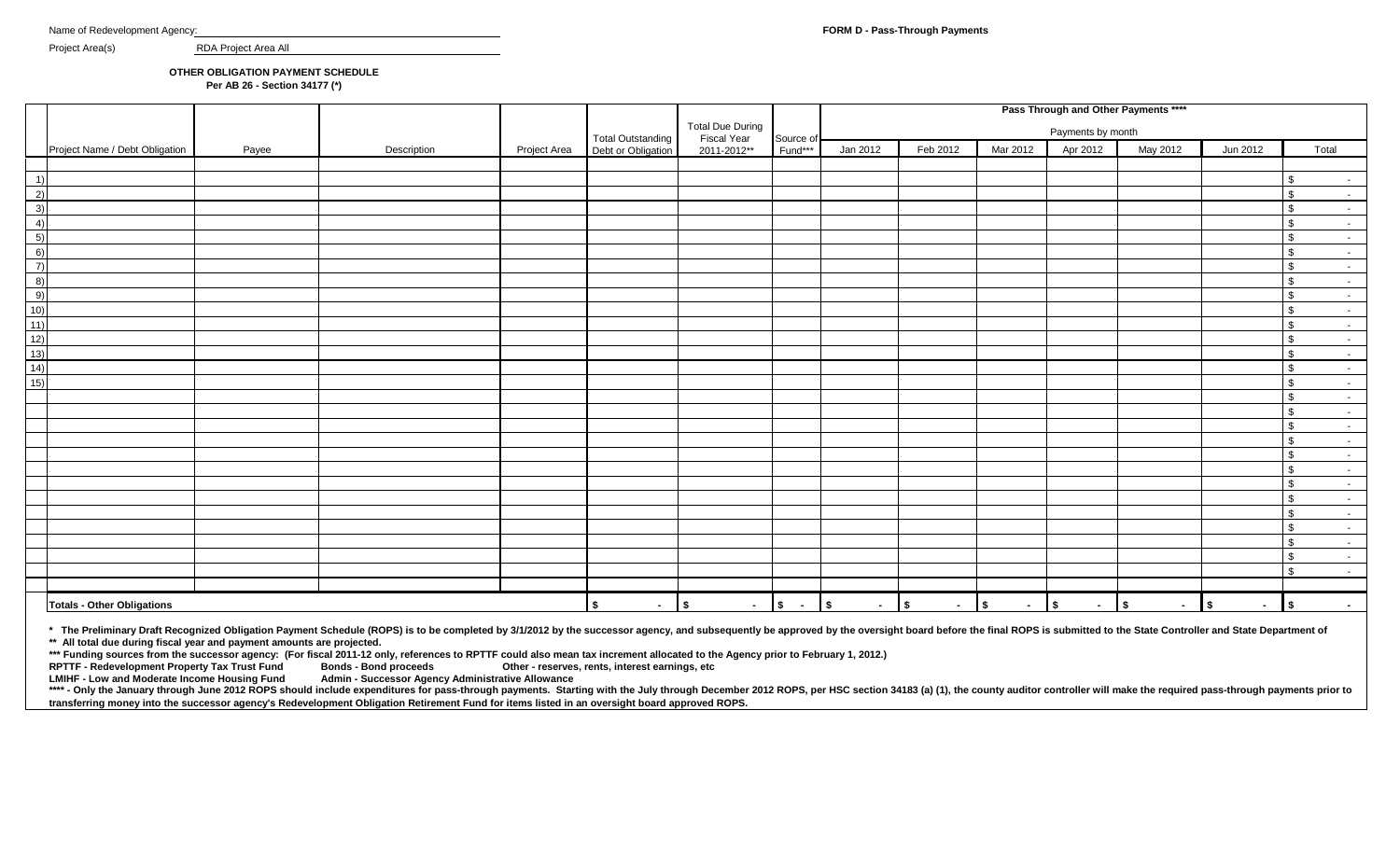Name of Redevelopment Agency:

Project Area(s) RDA Project Area All

**FORM D - Pass-Through Payments**

**OTHER OBLIGATION PAYMENT SCHEDULE**
**Per AB 26 - Section 34177 (*)**

| | Project Name / Debt Obligation | Payee | Description | Project Area | Total Outstanding Debt or Obligation | Total Due During Fiscal Year 2011-2012** | Source of Fund*** | **Pass Through and Other Payments ****** Payments by month Jan 2012 | Feb 2012 | Mar 2012 | Apr 2012 | May 2012 | Jun 2012 | Total |
|---|---|---|---|---|---|---|---|---|---|---|---|---|---|---|
| 1) | | | | | | | | | | | | | | $ - |
| 2) | | | | | | | | | | | | | | $ - |
| 3) | | | | | | | | | | | | | | $ - |
| 4) | | | | | | | | | | | | | | $ - |
| 5) | | | | | | | | | | | | | | $ - |
| 6) | | | | | | | | | | | | | | $ - |
| 7) | | | | | | | | | | | | | | $ - |
| 8) | | | | | | | | | | | | | | $ - |
| 9) | | | | | | | | | | | | | | $ - |
| 10) | | | | | | | | | | | | | | $ - |
| 11) | | | | | | | | | | | | | | $ - |
| 12) | | | | | | | | | | | | | | $ - |
| 13) | | | | | | | | | | | | | | $ - |
| 14) | | | | | | | | | | | | | | $ - |
| 15) | | | | | | | | | | | | | | $ - |
| | | | | | | | | | | | | | | $ - |
| | | | | | | | | | | | | | | $ - |
| | | | | | | | | | | | | | | $ - |
| | | | | | | | | | | | | | | $ - |
| | | | | | | | | | | | | | | $ - |
| | | | | | | | | | | | | | | $ - |
| | | | | | | | | | | | | | | $ - |
| | | | | | | | | | | | | | | $ - |
| | | | | | | | | | | | | | | $ - |
| | | | | | | | | | | | | | | $ - |
| | | | | | | | | | | | | | | $ - |
| | | | | | | | | | | | | | | $ - |
| | | | | | | | | | | | | | | $ - |
| | **Totals - Other Obligations** | | | | **$ -** | **$ -** | **$ -** | **$ -** | **$ -** | **$ -** | **$ -** | **$ -** | **$ -** | **$ -** |

**\* The Preliminary Draft Recognized Obligation Payment Schedule (ROPS) is to be completed by 3/1/2012 by the successor agency, and subsequently be approved by the oversight board before the final ROPS is submitted to the State Controller and State Department of**
**\*\* All total due during fiscal year and payment amounts are projected.**
**\*\*\* Funding sources from the successor agency: (For fiscal 2011-12 only, references to RPTTF could also mean tax increment allocated to the Agency prior to February 1, 2012.)**
**RPTTF - Redevelopment Property Tax Trust Fund Bonds - Bond proceeds Other - reserves, rents, interest earnings, etc**
**LMIHF - Low and Moderate Income Housing Fund Admin - Successor Agency Administrative Allowance**
**\*\*\*\* - Only the January through June 2012 ROPS should include expenditures for pass-through payments. Starting with the July through December 2012 ROPS, per HSC section 34183 (a) (1), the county auditor controller will make the required pass-through payments prior to transferring money into the successor agency's Redevelopment Obligation Retirement Fund for items listed in an oversight board approved ROPS.**